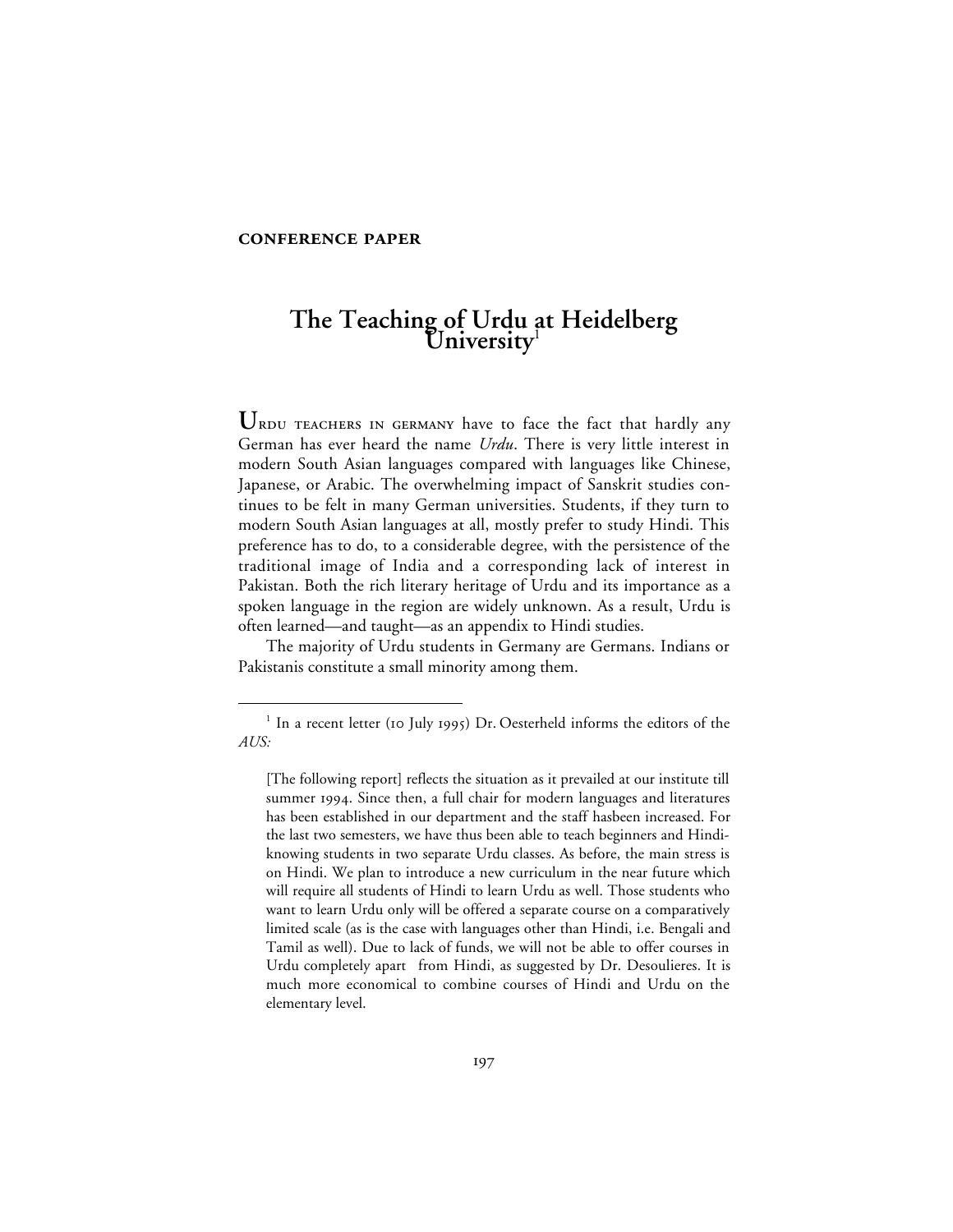**CONFERENCE PAPER**

# The Teaching of Urdu at Heidelberg University[1]

URDU TEACHERS IN GERMANY have to face the fact that hardly any German has ever heard the name *Urdu*. There is very little interest in modern South Asian languages compared with languages like Chinese, Japanese, or Arabic. The overwhelming impact of Sanskrit studies continues to be felt in many German universities. Students, if they turn to modern South Asian languages at all, mostly prefer to study Hindi. This preference has to do, to a considerable degree, with the persistence of the traditional image of India and a corresponding lack of interest in Pakistan. Both the rich literary heritage of Urdu and its importance as a spoken language in the region are widely unknown. As a result, Urdu is often learned—and taught—as an appendix to Hindi studies.

The majority of Urdu students in Germany are Germans. Indians or Pakistanis constitute a small minority among them.

---

[1] In a recent letter (10 July 1995) Dr. Oesterheld informs the editors of the *AUS:*

> [The following report] reflects the situation as it prevailed at our institute till summer 1994. Since then, a full chair for modern languages and literatures has been established in our department and the staff hasbeen increased. For the last two semesters, we have thus been able to teach beginners and Hindi-knowing students in two separate Urdu classes. As before, the main stress is on Hindi. We plan to introduce a new curriculum in the near future which will require all students of Hindi to learn Urdu as well. Those students who want to learn Urdu only will be offered a separate course on a comparatively limited scale (as is the case with languages other than Hindi, i.e. Bengali and Tamil as well). Due to lack of funds, we will not be able to offer courses in Urdu completely apart from Hindi, as suggested by Dr. Desoulieres. It is much more economical to combine courses of Hindi and Urdu on the elementary level.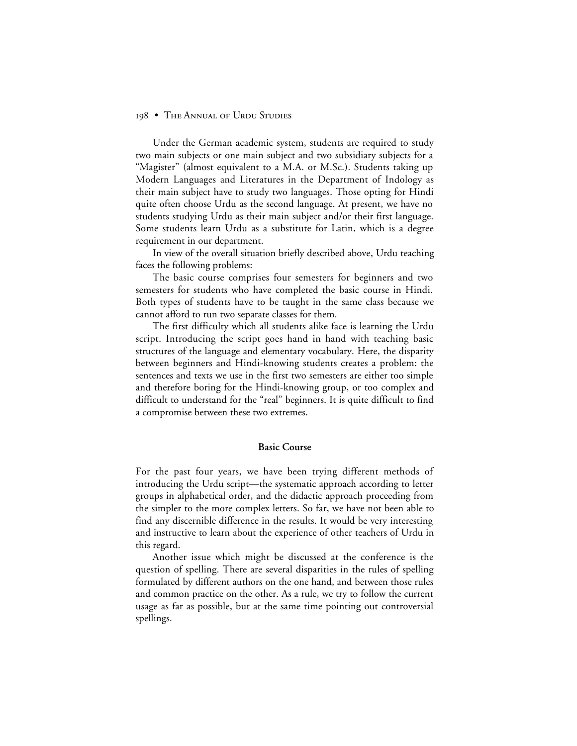Under the German academic system, students are required to study two main subjects or one main subject and two subsidiary subjects for a "Magister" (almost equivalent to a M.A. or M.Sc.). Students taking up Modern Languages and Literatures in the Department of Indology as their main subject have to study two languages. Those opting for Hindi quite often choose Urdu as the second language. At present, we have no students studying Urdu as their main subject and/or their first language. Some students learn Urdu as a substitute for Latin, which is a degree requirement in our department.

In view of the overall situation briefly described above, Urdu teaching faces the following problems:

The basic course comprises four semesters for beginners and two semesters for students who have completed the basic course in Hindi. Both types of students have to be taught in the same class because we cannot afford to run two separate classes for them.

The first difficulty which all students alike face is learning the Urdu script. Introducing the script goes hand in hand with teaching basic structures of the language and elementary vocabulary. Here, the disparity between beginners and Hindi-knowing students creates a problem: the sentences and texts we use in the first two semesters are either too simple and therefore boring for the Hindi-knowing group, or too complex and difficult to understand for the "real" beginners. It is quite difficult to find a compromise between these two extremes.

## Basic Course

For the past four years, we have been trying different methods of introducing the Urdu script—the systematic approach according to letter groups in alphabetical order, and the didactic approach proceeding from the simpler to the more complex letters. So far, we have not been able to find any discernible difference in the results. It would be very interesting and instructive to learn about the experience of other teachers of Urdu in this regard.

Another issue which might be discussed at the conference is the question of spelling. There are several disparities in the rules of spelling formulated by different authors on the one hand, and between those rules and common practice on the other. As a rule, we try to follow the current usage as far as possible, but at the same time pointing out controversial spellings.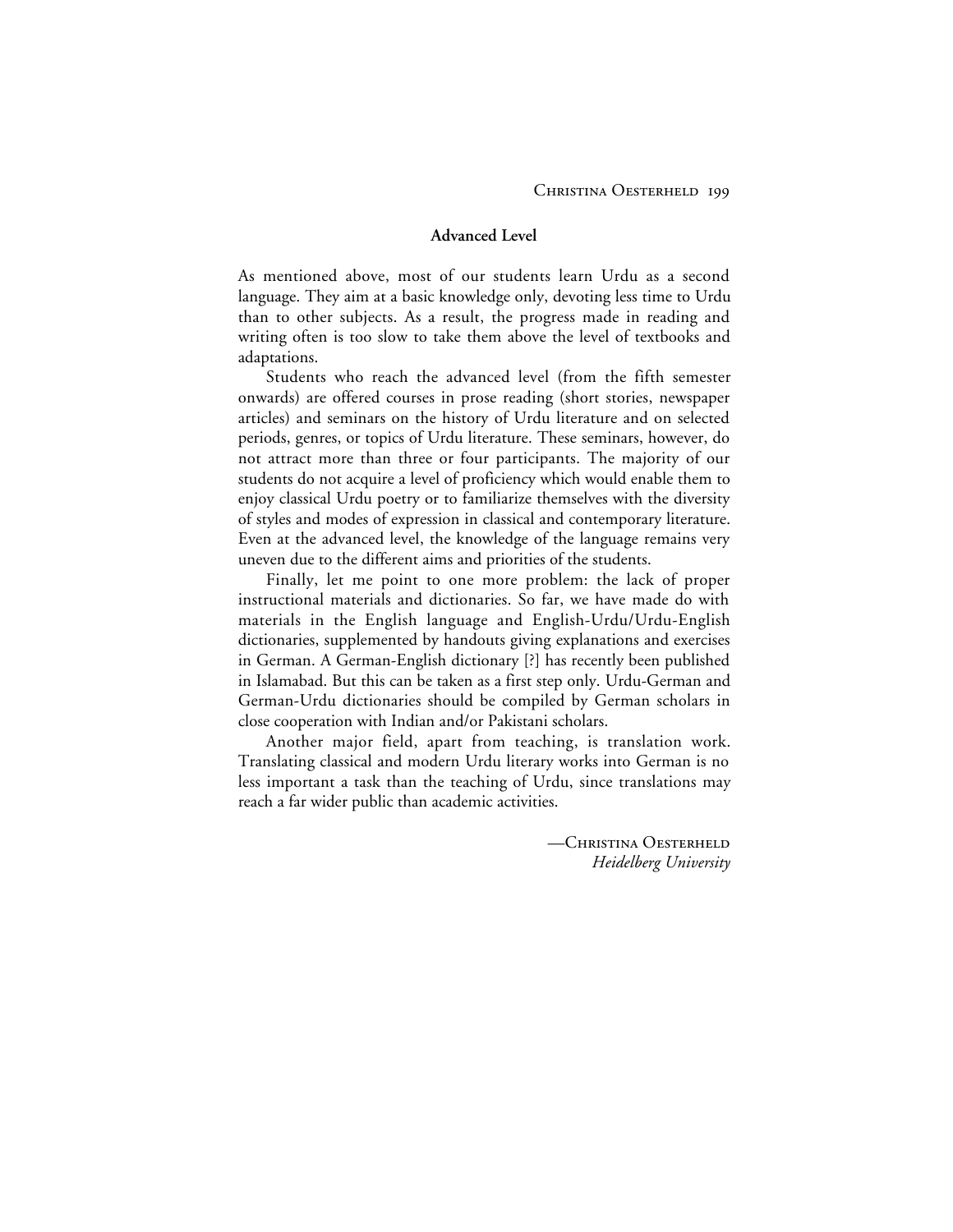### Advanced Level

As mentioned above, most of our students learn Urdu as a second language. They aim at a basic knowledge only, devoting less time to Urdu than to other subjects. As a result, the progress made in reading and writing often is too slow to take them above the level of textbooks and adaptations.

Students who reach the advanced level (from the fifth semester onwards) are offered courses in prose reading (short stories, newspaper articles) and seminars on the history of Urdu literature and on selected periods, genres, or topics of Urdu literature. These seminars, however, do not attract more than three or four participants. The majority of our students do not acquire a level of proficiency which would enable them to enjoy classical Urdu poetry or to familiarize themselves with the diversity of styles and modes of expression in classical and contemporary literature. Even at the advanced level, the knowledge of the language remains very uneven due to the different aims and priorities of the students.

Finally, let me point to one more problem: the lack of proper instructional materials and dictionaries. So far, we have made do with materials in the English language and English-Urdu/Urdu-English dictionaries, supplemented by handouts giving explanations and exercises in German. A German-English dictionary [?] has recently been published in Islamabad. But this can be taken as a first step only. Urdu-German and German-Urdu dictionaries should be compiled by German scholars in close cooperation with Indian and/or Pakistani scholars.

Another major field, apart from teaching, is translation work. Translating classical and modern Urdu literary works into German is no less important a task than the teaching of Urdu, since translations may reach a far wider public than academic activities.

—Christina Oesterheld
*Heidelberg University*